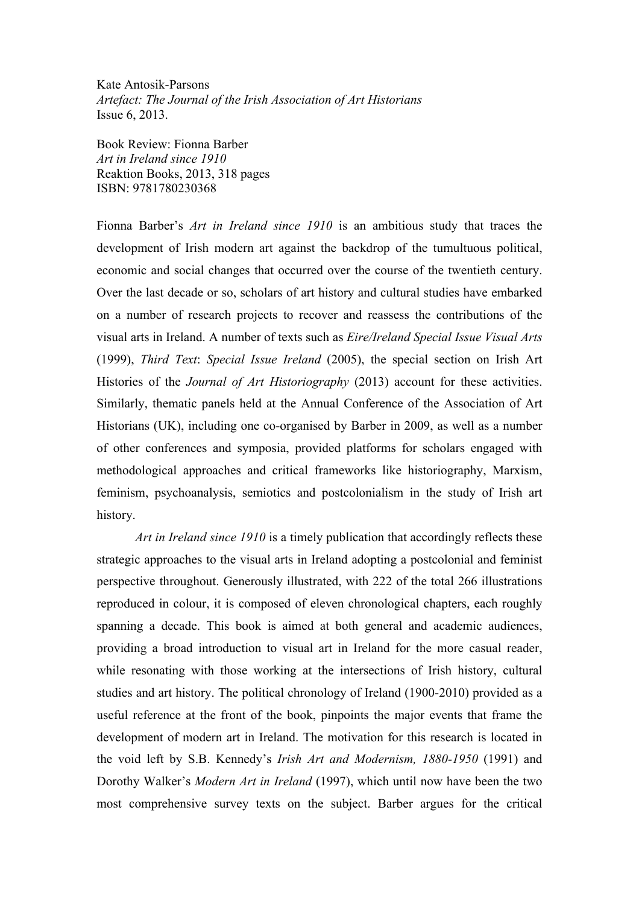Kate Antosik-Parsons
*Artefact: The Journal of the Irish Association of Art Historians*
Issue 6, 2013.

Book Review: Fionna Barber
*Art in Ireland since 1910*
Reaktion Books, 2013, 318 pages
ISBN: 9781780230368

Fionna Barber's *Art in Ireland since 1910* is an ambitious study that traces the development of Irish modern art against the backdrop of the tumultuous political, economic and social changes that occurred over the course of the twentieth century. Over the last decade or so, scholars of art history and cultural studies have embarked on a number of research projects to recover and reassess the contributions of the visual arts in Ireland. A number of texts such as *Eire/Ireland Special Issue Visual Arts* (1999), *Third Text*: *Special Issue Ireland* (2005), the special section on Irish Art Histories of the *Journal of Art Historiography* (2013) account for these activities. Similarly, thematic panels held at the Annual Conference of the Association of Art Historians (UK), including one co-organised by Barber in 2009, as well as a number of other conferences and symposia, provided platforms for scholars engaged with methodological approaches and critical frameworks like historiography, Marxism, feminism, psychoanalysis, semiotics and postcolonialism in the study of Irish art history.

*Art in Ireland since 1910* is a timely publication that accordingly reflects these strategic approaches to the visual arts in Ireland adopting a postcolonial and feminist perspective throughout. Generously illustrated, with 222 of the total 266 illustrations reproduced in colour, it is composed of eleven chronological chapters, each roughly spanning a decade. This book is aimed at both general and academic audiences, providing a broad introduction to visual art in Ireland for the more casual reader, while resonating with those working at the intersections of Irish history, cultural studies and art history. The political chronology of Ireland (1900-2010) provided as a useful reference at the front of the book, pinpoints the major events that frame the development of modern art in Ireland. The motivation for this research is located in the void left by S.B. Kennedy's *Irish Art and Modernism, 1880-1950* (1991) and Dorothy Walker's *Modern Art in Ireland* (1997), which until now have been the two most comprehensive survey texts on the subject. Barber argues for the critical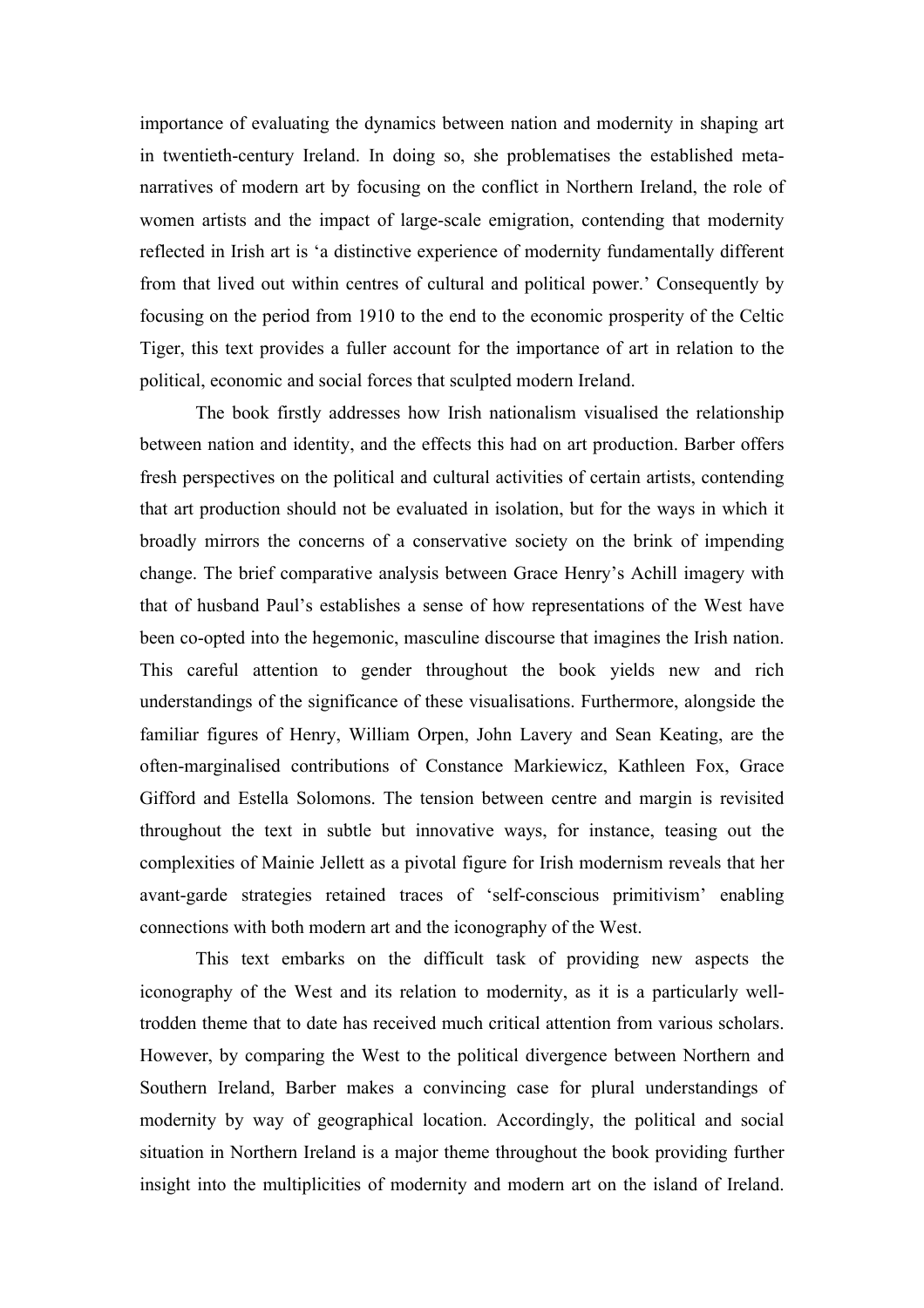importance of evaluating the dynamics between nation and modernity in shaping art in twentieth-century Ireland. In doing so, she problematises the established meta-narratives of modern art by focusing on the conflict in Northern Ireland, the role of women artists and the impact of large-scale emigration, contending that modernity reflected in Irish art is 'a distinctive experience of modernity fundamentally different from that lived out within centres of cultural and political power.' Consequently by focusing on the period from 1910 to the end to the economic prosperity of the Celtic Tiger, this text provides a fuller account for the importance of art in relation to the political, economic and social forces that sculpted modern Ireland.

The book firstly addresses how Irish nationalism visualised the relationship between nation and identity, and the effects this had on art production. Barber offers fresh perspectives on the political and cultural activities of certain artists, contending that art production should not be evaluated in isolation, but for the ways in which it broadly mirrors the concerns of a conservative society on the brink of impending change. The brief comparative analysis between Grace Henry's Achill imagery with that of husband Paul's establishes a sense of how representations of the West have been co-opted into the hegemonic, masculine discourse that imagines the Irish nation. This careful attention to gender throughout the book yields new and rich understandings of the significance of these visualisations. Furthermore, alongside the familiar figures of Henry, William Orpen, John Lavery and Sean Keating, are the often-marginalised contributions of Constance Markiewicz, Kathleen Fox, Grace Gifford and Estella Solomons. The tension between centre and margin is revisited throughout the text in subtle but innovative ways, for instance, teasing out the complexities of Mainie Jellett as a pivotal figure for Irish modernism reveals that her avant-garde strategies retained traces of 'self-conscious primitivism' enabling connections with both modern art and the iconography of the West.

This text embarks on the difficult task of providing new aspects the iconography of the West and its relation to modernity, as it is a particularly well-trodden theme that to date has received much critical attention from various scholars. However, by comparing the West to the political divergence between Northern and Southern Ireland, Barber makes a convincing case for plural understandings of modernity by way of geographical location. Accordingly, the political and social situation in Northern Ireland is a major theme throughout the book providing further insight into the multiplicities of modernity and modern art on the island of Ireland.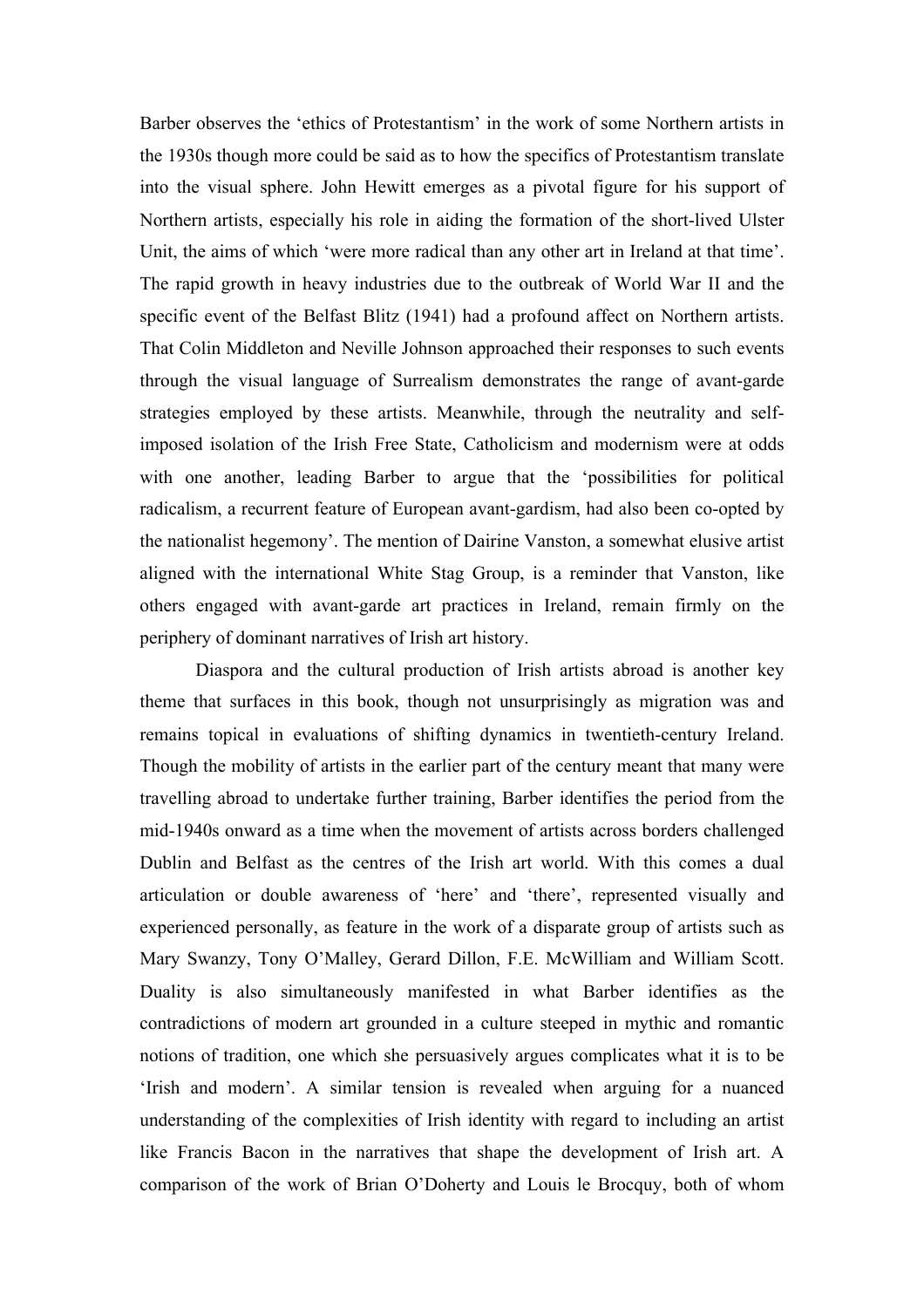Barber observes the ‘ethics of Protestantism’ in the work of some Northern artists in the 1930s though more could be said as to how the specifics of Protestantism translate into the visual sphere. John Hewitt emerges as a pivotal figure for his support of Northern artists, especially his role in aiding the formation of the short-lived Ulster Unit, the aims of which ‘were more radical than any other art in Ireland at that time’. The rapid growth in heavy industries due to the outbreak of World War II and the specific event of the Belfast Blitz (1941) had a profound affect on Northern artists. That Colin Middleton and Neville Johnson approached their responses to such events through the visual language of Surrealism demonstrates the range of avant-garde strategies employed by these artists. Meanwhile, through the neutrality and self-imposed isolation of the Irish Free State, Catholicism and modernism were at odds with one another, leading Barber to argue that the ‘possibilities for political radicalism, a recurrent feature of European avant-gardism, had also been co-opted by the nationalist hegemony’. The mention of Dairine Vanston, a somewhat elusive artist aligned with the international White Stag Group, is a reminder that Vanston, like others engaged with avant-garde art practices in Ireland, remain firmly on the periphery of dominant narratives of Irish art history.

Diaspora and the cultural production of Irish artists abroad is another key theme that surfaces in this book, though not unsurprisingly as migration was and remains topical in evaluations of shifting dynamics in twentieth-century Ireland. Though the mobility of artists in the earlier part of the century meant that many were travelling abroad to undertake further training, Barber identifies the period from the mid-1940s onward as a time when the movement of artists across borders challenged Dublin and Belfast as the centres of the Irish art world. With this comes a dual articulation or double awareness of ‘here’ and ‘there’, represented visually and experienced personally, as feature in the work of a disparate group of artists such as Mary Swanzy, Tony O’Malley, Gerard Dillon, F.E. McWilliam and William Scott. Duality is also simultaneously manifested in what Barber identifies as the contradictions of modern art grounded in a culture steeped in mythic and romantic notions of tradition, one which she persuasively argues complicates what it is to be ‘Irish and modern’. A similar tension is revealed when arguing for a nuanced understanding of the complexities of Irish identity with regard to including an artist like Francis Bacon in the narratives that shape the development of Irish art. A comparison of the work of Brian O’Doherty and Louis le Brocquy, both of whom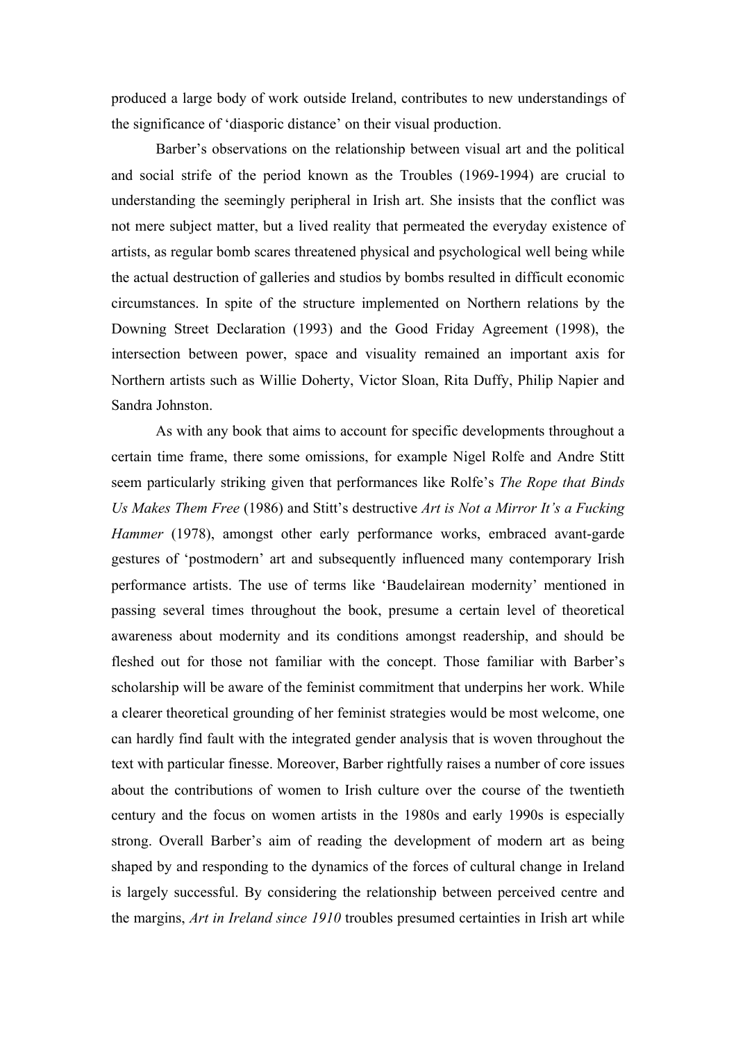produced a large body of work outside Ireland, contributes to new understandings of the significance of 'diasporic distance' on their visual production.

Barber's observations on the relationship between visual art and the political and social strife of the period known as the Troubles (1969-1994) are crucial to understanding the seemingly peripheral in Irish art. She insists that the conflict was not mere subject matter, but a lived reality that permeated the everyday existence of artists, as regular bomb scares threatened physical and psychological well being while the actual destruction of galleries and studios by bombs resulted in difficult economic circumstances. In spite of the structure implemented on Northern relations by the Downing Street Declaration (1993) and the Good Friday Agreement (1998), the intersection between power, space and visuality remained an important axis for Northern artists such as Willie Doherty, Victor Sloan, Rita Duffy, Philip Napier and Sandra Johnston.

As with any book that aims to account for specific developments throughout a certain time frame, there some omissions, for example Nigel Rolfe and Andre Stitt seem particularly striking given that performances like Rolfe's *The Rope that Binds Us Makes Them Free* (1986) and Stitt's destructive *Art is Not a Mirror It's a Fucking Hammer* (1978), amongst other early performance works, embraced avant-garde gestures of 'postmodern' art and subsequently influenced many contemporary Irish performance artists. The use of terms like 'Baudelairean modernity' mentioned in passing several times throughout the book, presume a certain level of theoretical awareness about modernity and its conditions amongst readership, and should be fleshed out for those not familiar with the concept. Those familiar with Barber's scholarship will be aware of the feminist commitment that underpins her work. While a clearer theoretical grounding of her feminist strategies would be most welcome, one can hardly find fault with the integrated gender analysis that is woven throughout the text with particular finesse. Moreover, Barber rightfully raises a number of core issues about the contributions of women to Irish culture over the course of the twentieth century and the focus on women artists in the 1980s and early 1990s is especially strong. Overall Barber's aim of reading the development of modern art as being shaped by and responding to the dynamics of the forces of cultural change in Ireland is largely successful. By considering the relationship between perceived centre and the margins, *Art in Ireland since 1910* troubles presumed certainties in Irish art while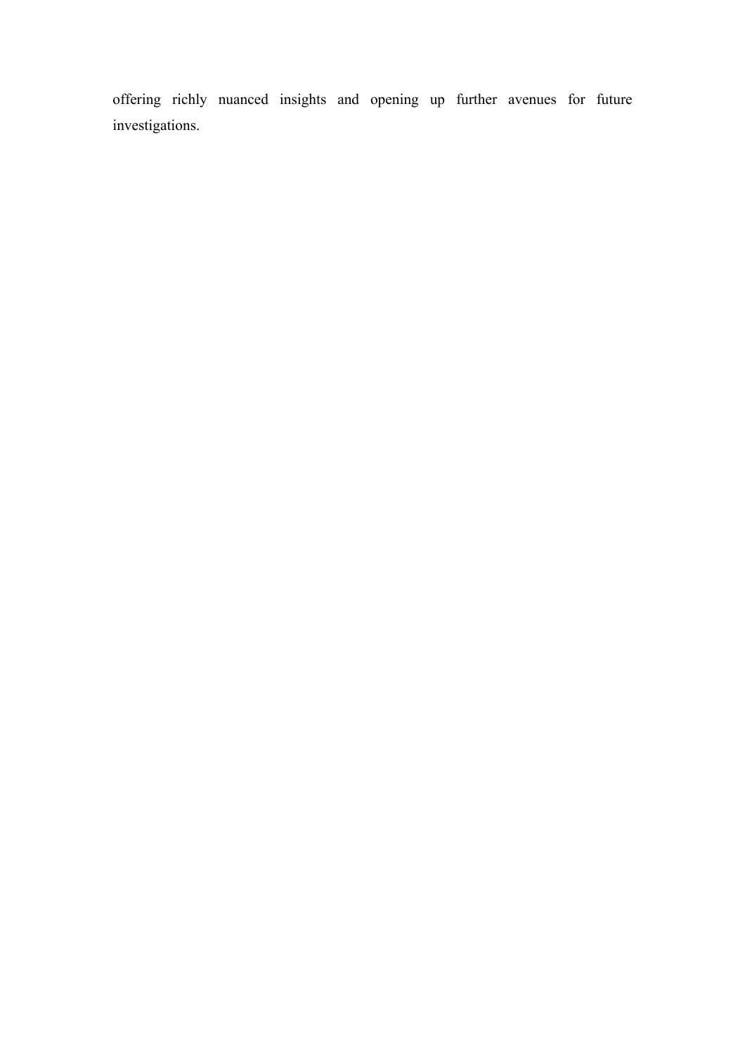offering richly nuanced insights and opening up further avenues for future investigations.